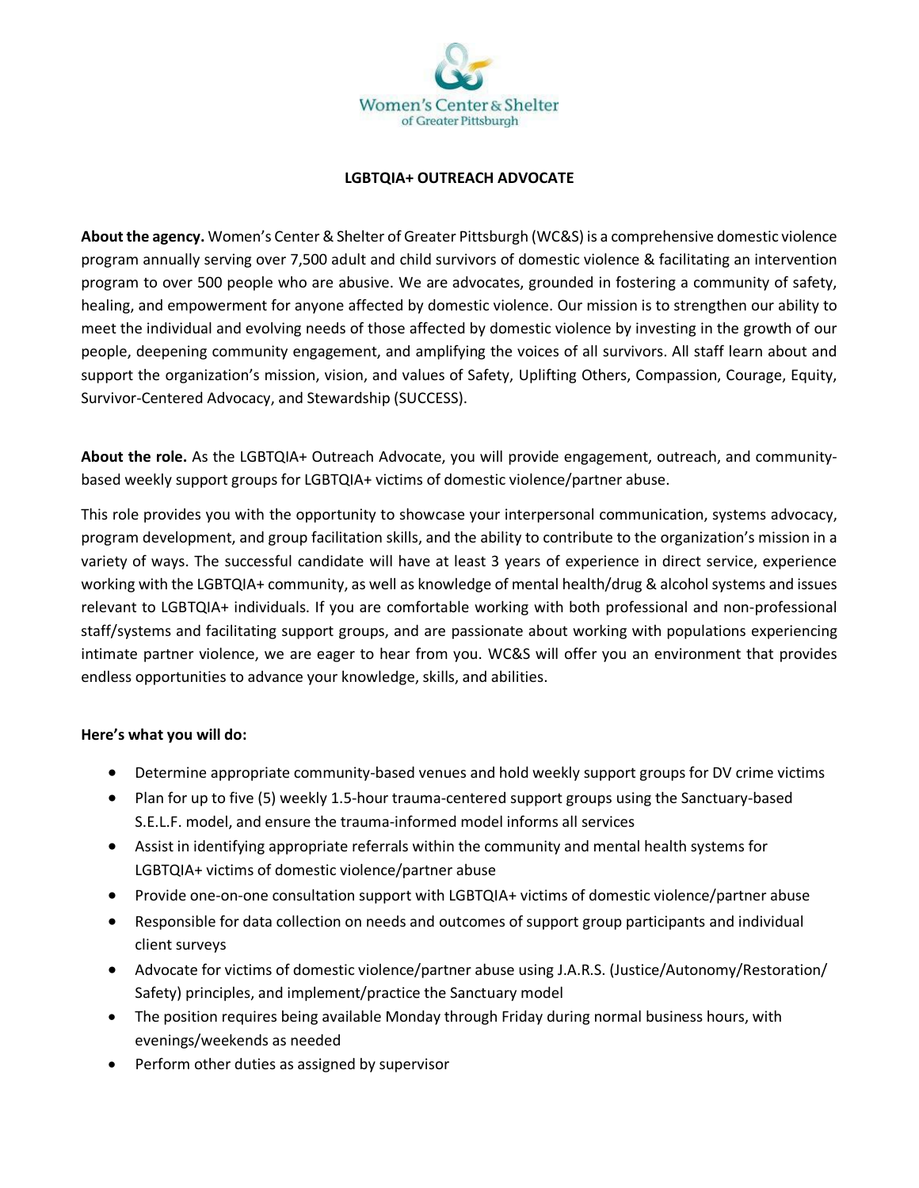Women's Center & Shelter of Greater Pittsburgh

# LGBTQIA+ OUTREACH ADVOCATE

**About the agency.** Women's Center & Shelter of Greater Pittsburgh (WC&S) is a comprehensive domestic violence program annually serving over 7,500 adult and child survivors of domestic violence & facilitating an intervention program to over 500 people who are abusive. We are advocates, grounded in fostering a community of safety, healing, and empowerment for anyone affected by domestic violence. Our mission is to strengthen our ability to meet the individual and evolving needs of those affected by domestic violence by investing in the growth of our people, deepening community engagement, and amplifying the voices of all survivors. All staff learn about and support the organization's mission, vision, and values of Safety, Uplifting Others, Compassion, Courage, Equity, Survivor-Centered Advocacy, and Stewardship (SUCCESS).

**About the role.** As the LGBTQIA+ Outreach Advocate, you will provide engagement, outreach, and community-based weekly support groups for LGBTQIA+ victims of domestic violence/partner abuse.

This role provides you with the opportunity to showcase your interpersonal communication, systems advocacy, program development, and group facilitation skills, and the ability to contribute to the organization's mission in a variety of ways. The successful candidate will have at least 3 years of experience in direct service, experience working with the LGBTQIA+ community, as well as knowledge of mental health/drug & alcohol systems and issues relevant to LGBTQIA+ individuals. If you are comfortable working with both professional and non-professional staff/systems and facilitating support groups, and are passionate about working with populations experiencing intimate partner violence, we are eager to hear from you. WC&S will offer you an environment that provides endless opportunities to advance your knowledge, skills, and abilities.

**Here's what you will do:**

- Determine appropriate community-based venues and hold weekly support groups for DV crime victims
- Plan for up to five (5) weekly 1.5-hour trauma-centered support groups using the Sanctuary-based S.E.L.F. model, and ensure the trauma-informed model informs all services
- Assist in identifying appropriate referrals within the community and mental health systems for LGBTQIA+ victims of domestic violence/partner abuse
- Provide one-on-one consultation support with LGBTQIA+ victims of domestic violence/partner abuse
- Responsible for data collection on needs and outcomes of support group participants and individual client surveys
- Advocate for victims of domestic violence/partner abuse using J.A.R.S. (Justice/Autonomy/Restoration/ Safety) principles, and implement/practice the Sanctuary model
- The position requires being available Monday through Friday during normal business hours, with evenings/weekends as needed
- Perform other duties as assigned by supervisor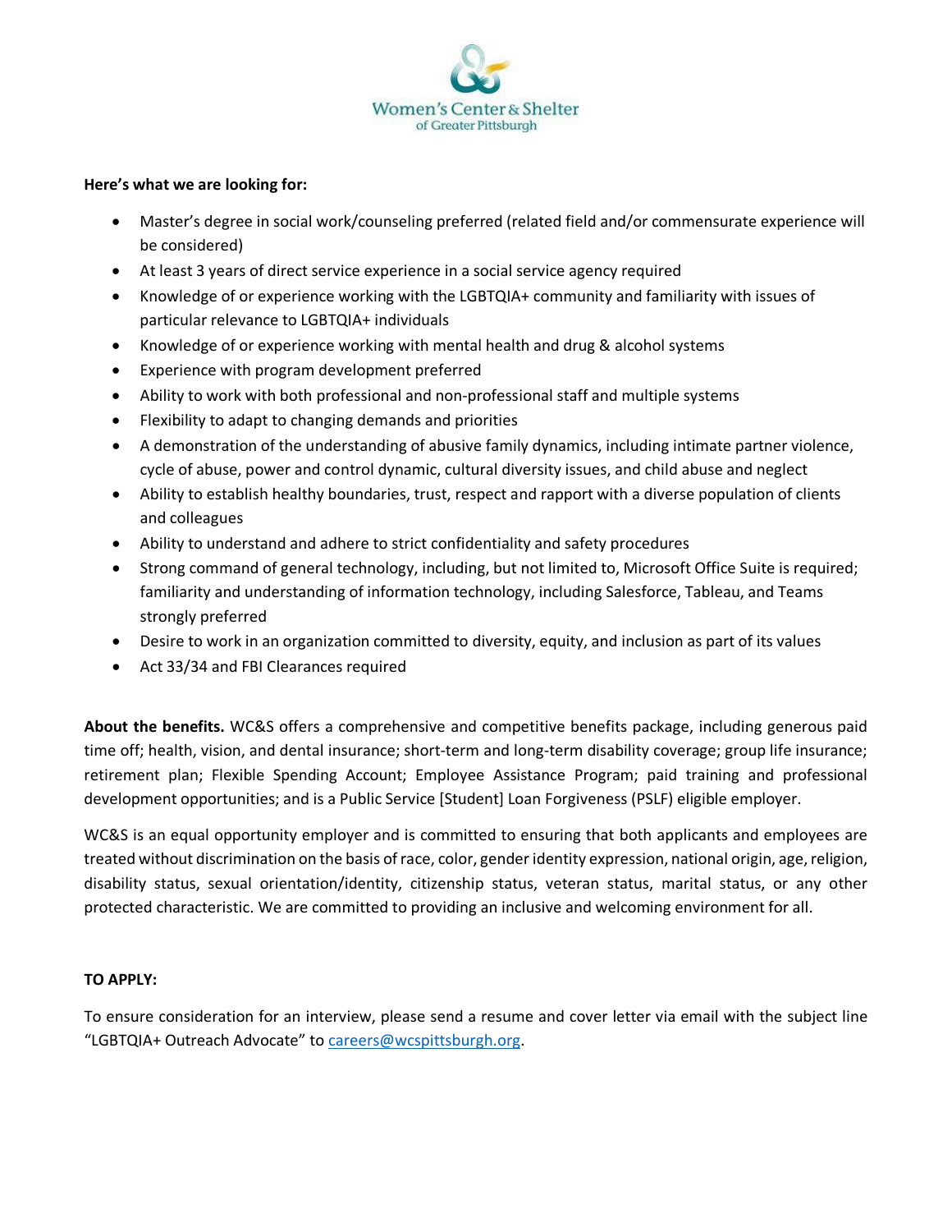Women's Center & Shelter of Greater Pittsburgh

**Here's what we are looking for:**

- Master's degree in social work/counseling preferred (related field and/or commensurate experience will be considered)
- At least 3 years of direct service experience in a social service agency required
- Knowledge of or experience working with the LGBTQIA+ community and familiarity with issues of particular relevance to LGBTQIA+ individuals
- Knowledge of or experience working with mental health and drug & alcohol systems
- Experience with program development preferred
- Ability to work with both professional and non-professional staff and multiple systems
- Flexibility to adapt to changing demands and priorities
- A demonstration of the understanding of abusive family dynamics, including intimate partner violence, cycle of abuse, power and control dynamic, cultural diversity issues, and child abuse and neglect
- Ability to establish healthy boundaries, trust, respect and rapport with a diverse population of clients and colleagues
- Ability to understand and adhere to strict confidentiality and safety procedures
- Strong command of general technology, including, but not limited to, Microsoft Office Suite is required; familiarity and understanding of information technology, including Salesforce, Tableau, and Teams strongly preferred
- Desire to work in an organization committed to diversity, equity, and inclusion as part of its values
- Act 33/34 and FBI Clearances required

**About the benefits.** WC&S offers a comprehensive and competitive benefits package, including generous paid time off; health, vision, and dental insurance; short-term and long-term disability coverage; group life insurance; retirement plan; Flexible Spending Account; Employee Assistance Program; paid training and professional development opportunities; and is a Public Service [Student] Loan Forgiveness (PSLF) eligible employer.

WC&S is an equal opportunity employer and is committed to ensuring that both applicants and employees are treated without discrimination on the basis of race, color, gender identity expression, national origin, age, religion, disability status, sexual orientation/identity, citizenship status, veteran status, marital status, or any other protected characteristic. We are committed to providing an inclusive and welcoming environment for all.

**TO APPLY:**

To ensure consideration for an interview, please send a resume and cover letter via email with the subject line "LGBTQIA+ Outreach Advocate" to careers@wcspittsburgh.org.